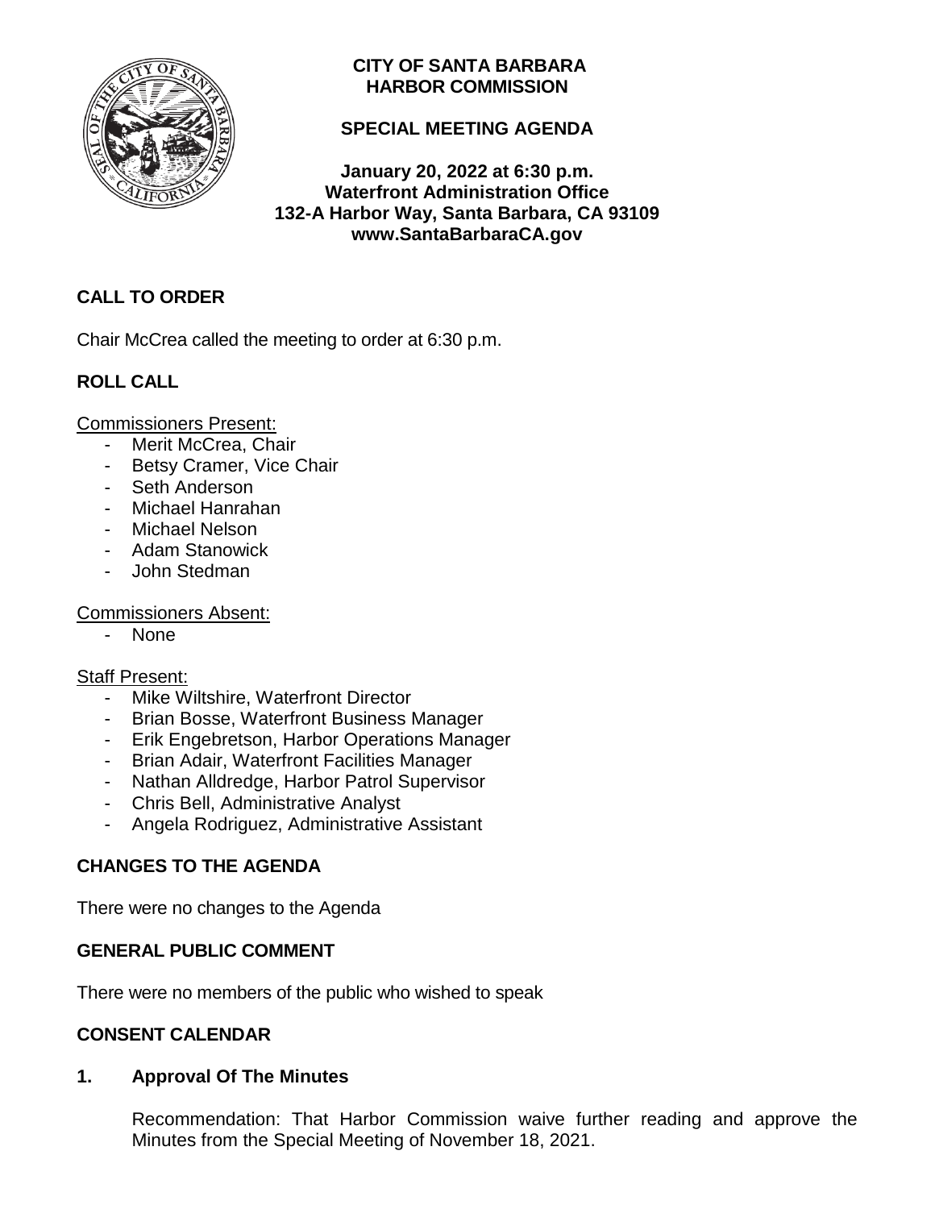# CITY OF SANTA BARBARA
# HARBOR COMMISSION

## SPECIAL MEETING AGENDA

**January 20, 2022 at 6:30 p.m.**
**Waterfront Administration Office**
**132-A Harbor Way, Santa Barbara, CA 93109**
**www.SantaBarbaraCA.gov**

## CALL TO ORDER

Chair McCrea called the meeting to order at 6:30 p.m.

## ROLL CALL

Commissioners Present:

- Merit McCrea, Chair
- Betsy Cramer, Vice Chair
- Seth Anderson
- Michael Hanrahan
- Michael Nelson
- Adam Stanowick
- John Stedman

Commissioners Absent:

- None

Staff Present:

- Mike Wiltshire, Waterfront Director
- Brian Bosse, Waterfront Business Manager
- Erik Engebretson, Harbor Operations Manager
- Brian Adair, Waterfront Facilities Manager
- Nathan Alldredge, Harbor Patrol Supervisor
- Chris Bell, Administrative Analyst
- Angela Rodriguez, Administrative Assistant

## CHANGES TO THE AGENDA

There were no changes to the Agenda

## GENERAL PUBLIC COMMENT

There were no members of the public who wished to speak

## CONSENT CALENDAR

### 1. Approval Of The Minutes

Recommendation: That Harbor Commission waive further reading and approve the Minutes from the Special Meeting of November 18, 2021.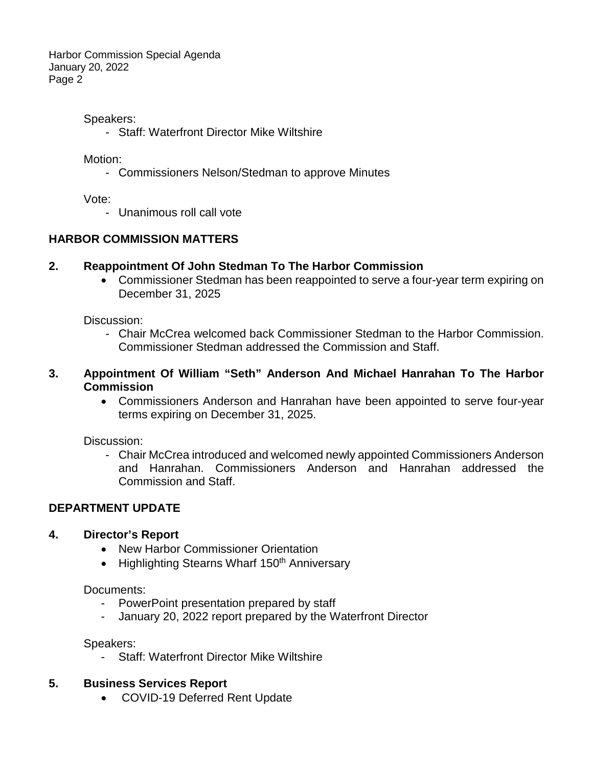Speakers:

- Staff: Waterfront Director Mike Wiltshire

Motion:

- Commissioners Nelson/Stedman to approve Minutes

Vote:

- Unanimous roll call vote

## HARBOR COMMISSION MATTERS

### 2. Reappointment Of John Stedman To The Harbor Commission

- Commissioner Stedman has been reappointed to serve a four-year term expiring on December 31, 2025

Discussion:

- Chair McCrea welcomed back Commissioner Stedman to the Harbor Commission. Commissioner Stedman addressed the Commission and Staff.

### 3. Appointment Of William "Seth" Anderson And Michael Hanrahan To The Harbor Commission

- Commissioners Anderson and Hanrahan have been appointed to serve four-year terms expiring on December 31, 2025.

Discussion:

- Chair McCrea introduced and welcomed newly appointed Commissioners Anderson and Hanrahan. Commissioners Anderson and Hanrahan addressed the Commission and Staff.

## DEPARTMENT UPDATE

### 4. Director's Report

- New Harbor Commissioner Orientation
- Highlighting Stearns Wharf 150th Anniversary

Documents:

- PowerPoint presentation prepared by staff
- January 20, 2022 report prepared by the Waterfront Director

Speakers:

- Staff: Waterfront Director Mike Wiltshire

### 5. Business Services Report

- COVID-19 Deferred Rent Update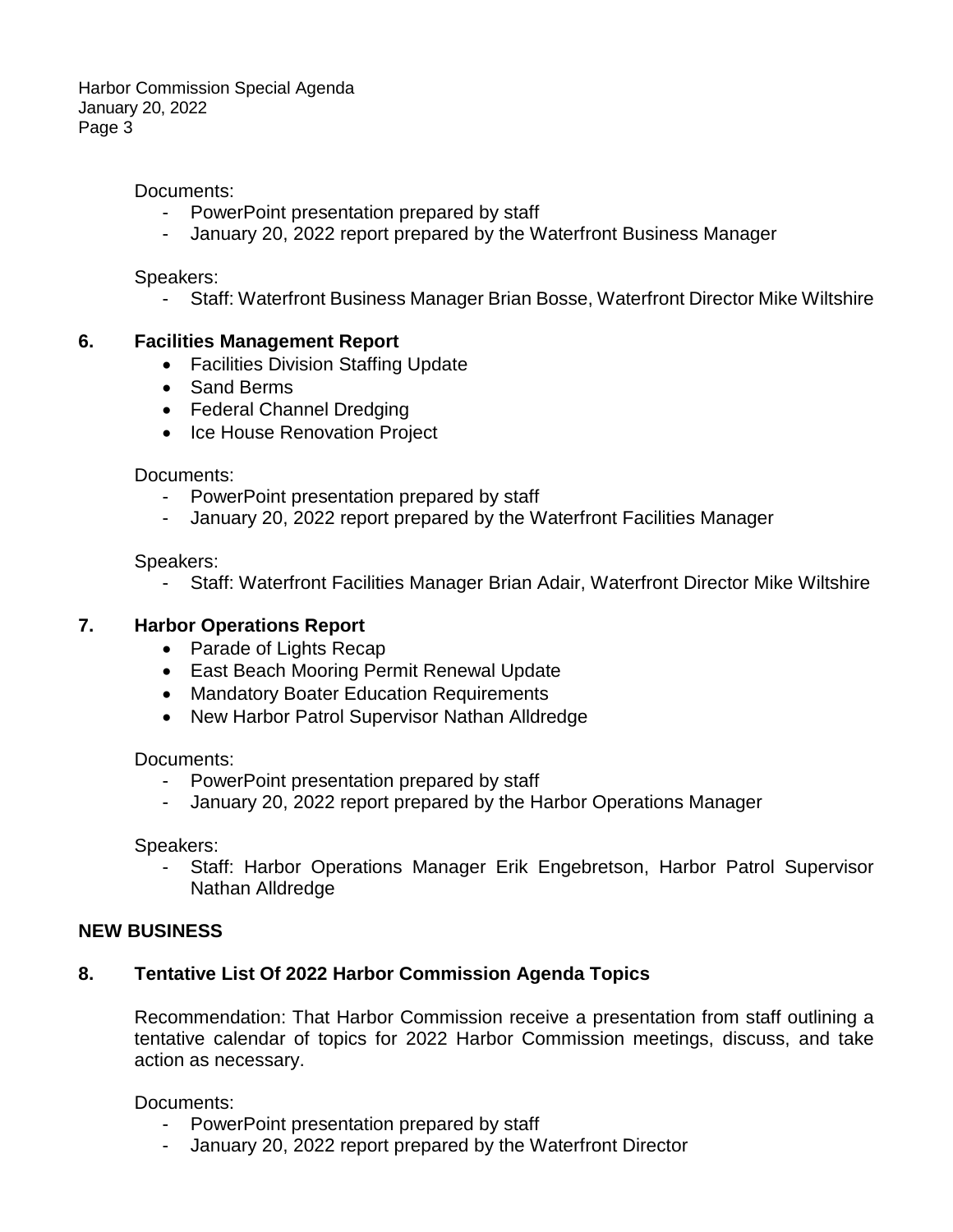Documents:

- PowerPoint presentation prepared by staff
- January 20, 2022 report prepared by the Waterfront Business Manager

Speakers:

- Staff: Waterfront Business Manager Brian Bosse, Waterfront Director Mike Wiltshire

### 6. Facilities Management Report

- Facilities Division Staffing Update
- Sand Berms
- Federal Channel Dredging
- Ice House Renovation Project

Documents:

- PowerPoint presentation prepared by staff
- January 20, 2022 report prepared by the Waterfront Facilities Manager

Speakers:

- Staff: Waterfront Facilities Manager Brian Adair, Waterfront Director Mike Wiltshire

### 7. Harbor Operations Report

- Parade of Lights Recap
- East Beach Mooring Permit Renewal Update
- Mandatory Boater Education Requirements
- New Harbor Patrol Supervisor Nathan Alldredge

Documents:

- PowerPoint presentation prepared by staff
- January 20, 2022 report prepared by the Harbor Operations Manager

Speakers:

- Staff: Harbor Operations Manager Erik Engebretson, Harbor Patrol Supervisor Nathan Alldredge

## NEW BUSINESS

### 8. Tentative List Of 2022 Harbor Commission Agenda Topics

Recommendation: That Harbor Commission receive a presentation from staff outlining a tentative calendar of topics for 2022 Harbor Commission meetings, discuss, and take action as necessary.

Documents:

- PowerPoint presentation prepared by staff
- January 20, 2022 report prepared by the Waterfront Director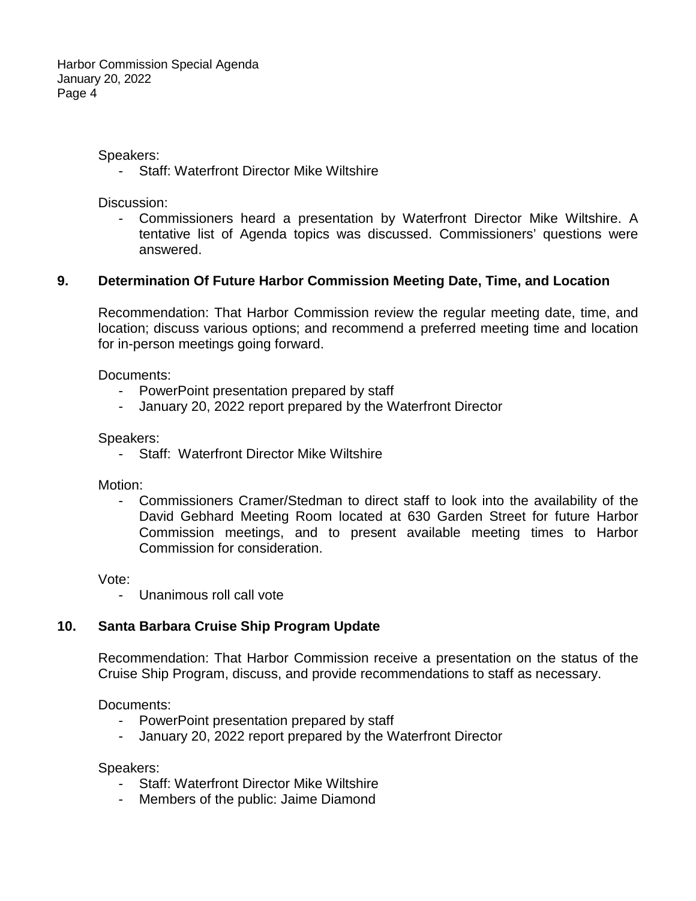Speakers:

- Staff: Waterfront Director Mike Wiltshire

Discussion:

- Commissioners heard a presentation by Waterfront Director Mike Wiltshire. A tentative list of Agenda topics was discussed. Commissioners' questions were answered.

**9. Determination Of Future Harbor Commission Meeting Date, Time, and Location**

Recommendation: That Harbor Commission review the regular meeting date, time, and location; discuss various options; and recommend a preferred meeting time and location for in-person meetings going forward.

Documents:

- PowerPoint presentation prepared by staff
- January 20, 2022 report prepared by the Waterfront Director

Speakers:

- Staff: Waterfront Director Mike Wiltshire

Motion:

- Commissioners Cramer/Stedman to direct staff to look into the availability of the David Gebhard Meeting Room located at 630 Garden Street for future Harbor Commission meetings, and to present available meeting times to Harbor Commission for consideration.

Vote:

- Unanimous roll call vote

**10. Santa Barbara Cruise Ship Program Update**

Recommendation: That Harbor Commission receive a presentation on the status of the Cruise Ship Program, discuss, and provide recommendations to staff as necessary.

Documents:

- PowerPoint presentation prepared by staff
- January 20, 2022 report prepared by the Waterfront Director

Speakers:

- Staff: Waterfront Director Mike Wiltshire
- Members of the public: Jaime Diamond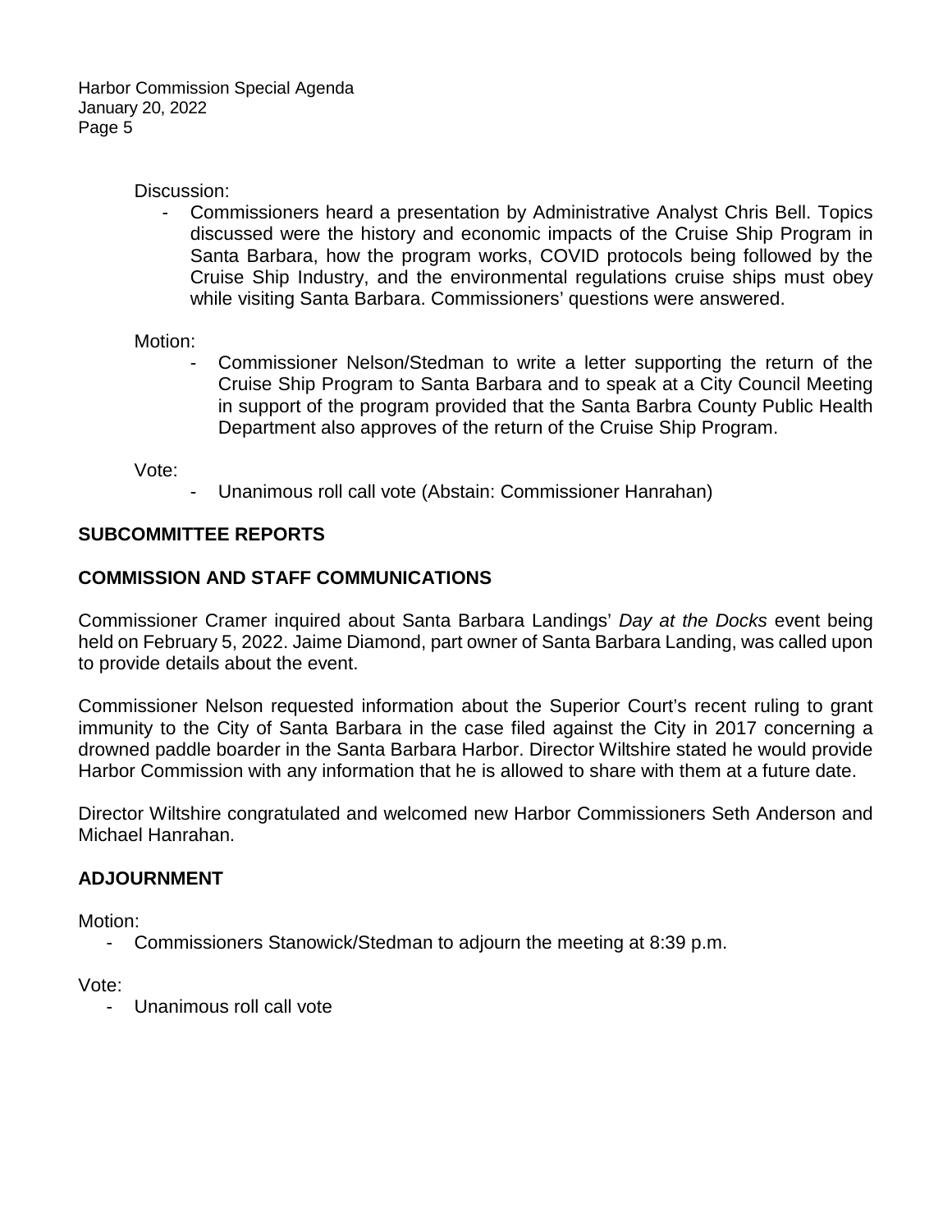Discussion:

- Commissioners heard a presentation by Administrative Analyst Chris Bell. Topics discussed were the history and economic impacts of the Cruise Ship Program in Santa Barbara, how the program works, COVID protocols being followed by the Cruise Ship Industry, and the environmental regulations cruise ships must obey while visiting Santa Barbara. Commissioners' questions were answered.

Motion:

- Commissioner Nelson/Stedman to write a letter supporting the return of the Cruise Ship Program to Santa Barbara and to speak at a City Council Meeting in support of the program provided that the Santa Barbra County Public Health Department also approves of the return of the Cruise Ship Program.

Vote:

- Unanimous roll call vote (Abstain: Commissioner Hanrahan)

## SUBCOMMITTEE REPORTS

## COMMISSION AND STAFF COMMUNICATIONS

Commissioner Cramer inquired about Santa Barbara Landings' *Day at the Docks* event being held on February 5, 2022. Jaime Diamond, part owner of Santa Barbara Landing, was called upon to provide details about the event.

Commissioner Nelson requested information about the Superior Court's recent ruling to grant immunity to the City of Santa Barbara in the case filed against the City in 2017 concerning a drowned paddle boarder in the Santa Barbara Harbor. Director Wiltshire stated he would provide Harbor Commission with any information that he is allowed to share with them at a future date.

Director Wiltshire congratulated and welcomed new Harbor Commissioners Seth Anderson and Michael Hanrahan.

## ADJOURNMENT

Motion:

- Commissioners Stanowick/Stedman to adjourn the meeting at 8:39 p.m.

Vote:

- Unanimous roll call vote